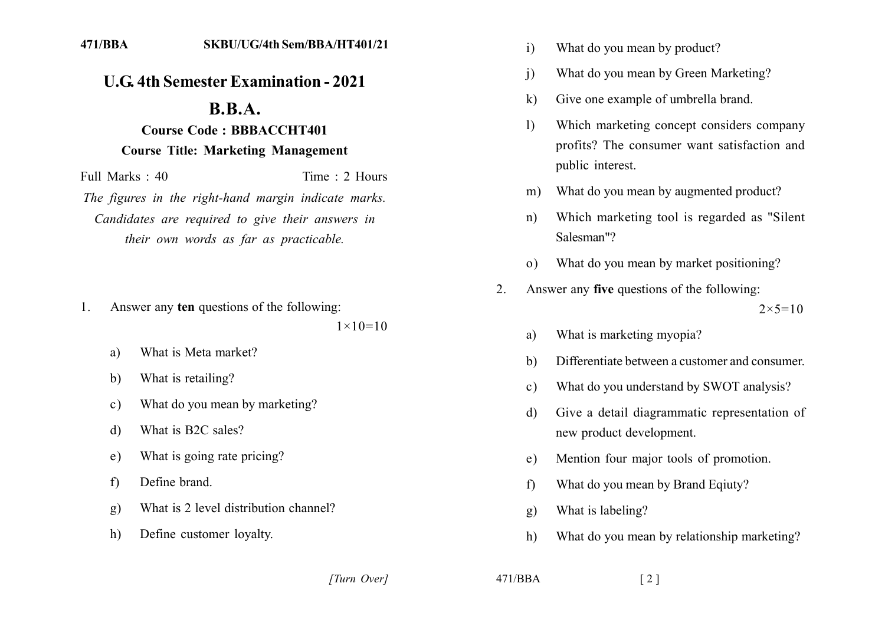471/BBA SKBU/UG/4th Sem/BBA/HT401/21

# U.G. 4th Semester Examination - 2021

## B.B.A.

### Course Code : BBBACCHT401

### Course Title: Marketing Management

Full Marks : 40 Time : 2 Hours

*The figures in the right-hand margin indicate marks. Candidates are required to give their answers in their own words as far as practicable.*

1. Answer any **ten** questions of the following: 1×10=10

   a) What is Meta market?

   b) What is retailing?

   c) What do you mean by marketing?

   d) What is B2C sales?

   e) What is going rate pricing?

   f) Define brand.

   g) What is 2 level distribution channel?

   h) Define customer loyalty.

   i) What do you mean by product?

   j) What do you mean by Green Marketing?

   k) Give one example of umbrella brand.

   l) Which marketing concept considers company profits? The consumer want satisfaction and public interest.

   m) What do you mean by augmented product?

   n) Which marketing tool is regarded as "Silent Salesman"?

   o) What do you mean by market positioning?

2. Answer any **five** questions of the following: 2×5=10

   a) What is marketing myopia?

   b) Differentiate between a customer and consumer.

   c) What do you understand by SWOT analysis?

   d) Give a detail diagrammatic representation of new product development.

   e) Mention four major tools of promotion.

   f) What do you mean by Brand Eqiuty?

   g) What is labeling?

   h) What do you mean by relationship marketing?

[Turn Over]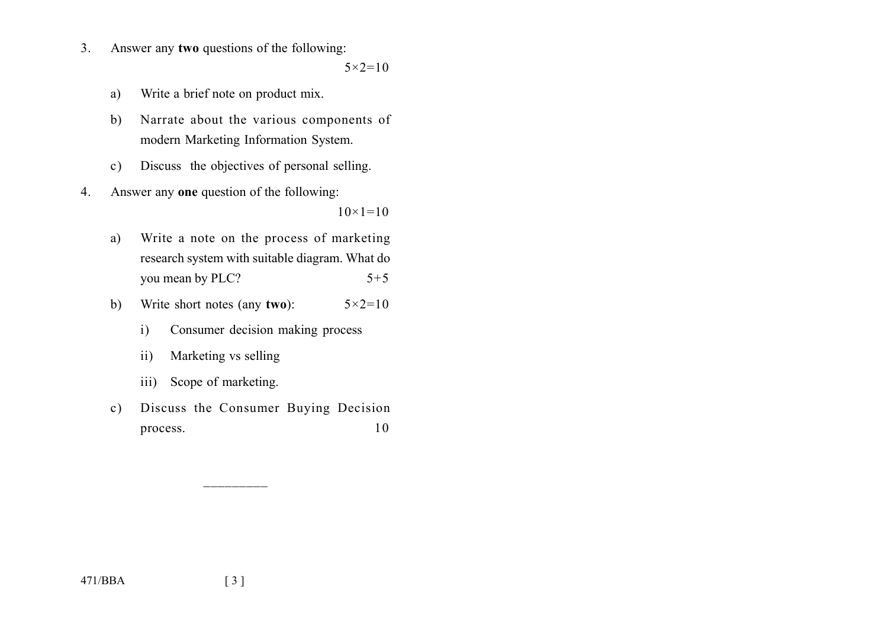3. Answer any **two** questions of the following:

$5 \times 2 = 10$

   a) Write a brief note on product mix.

   b) Narrate about the various components of modern Marketing Information System.

   c) Discuss the objectives of personal selling.

4. Answer any **one** question of the following:

$10 \times 1 = 10$

   a) Write a note on the process of marketing research system with suitable diagram. What do you mean by PLC? 5+5

   b) Write short notes (any **two**): $5 \times 2 = 10$

      i) Consumer decision making process

      ii) Marketing vs selling

      iii) Scope of marketing.

   c) Discuss the Consumer Buying Decision process. 10

_________